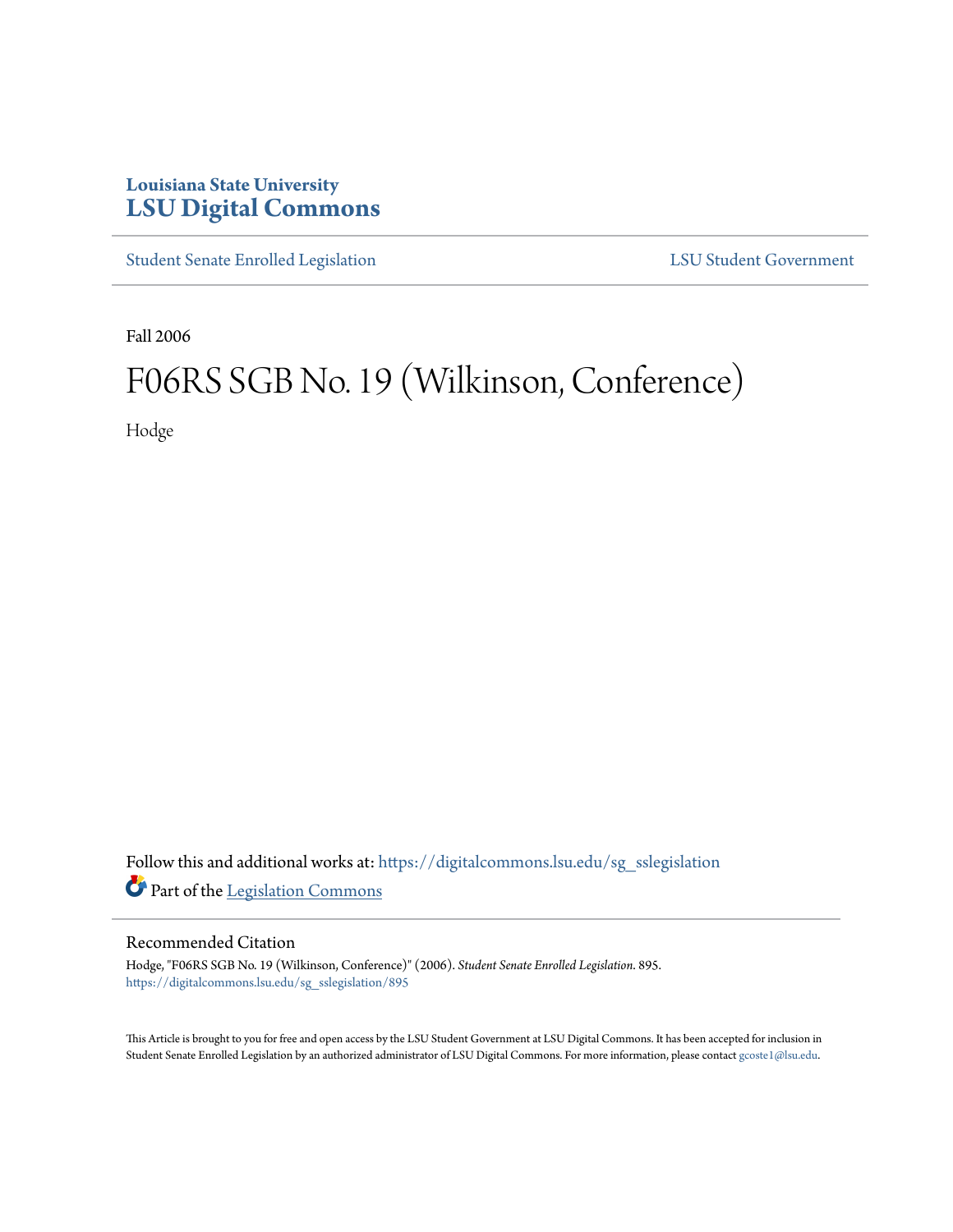Louisiana State University
# LSU Digital Commons

Student Senate Enrolled Legislation | LSU Student Government

Fall 2006

# F06RS SGB No. 19 (Wilkinson, Conference)

Hodge

Follow this and additional works at: https://digitalcommons.lsu.edu/sg_sslegislation

Part of the Legislation Commons

## Recommended Citation

Hodge, "F06RS SGB No. 19 (Wilkinson, Conference)" (2006). *Student Senate Enrolled Legislation*. 895.
https://digitalcommons.lsu.edu/sg_sslegislation/895

This Article is brought to you for free and open access by the LSU Student Government at LSU Digital Commons. It has been accepted for inclusion in Student Senate Enrolled Legislation by an authorized administrator of LSU Digital Commons. For more information, please contact gcoste1@lsu.edu.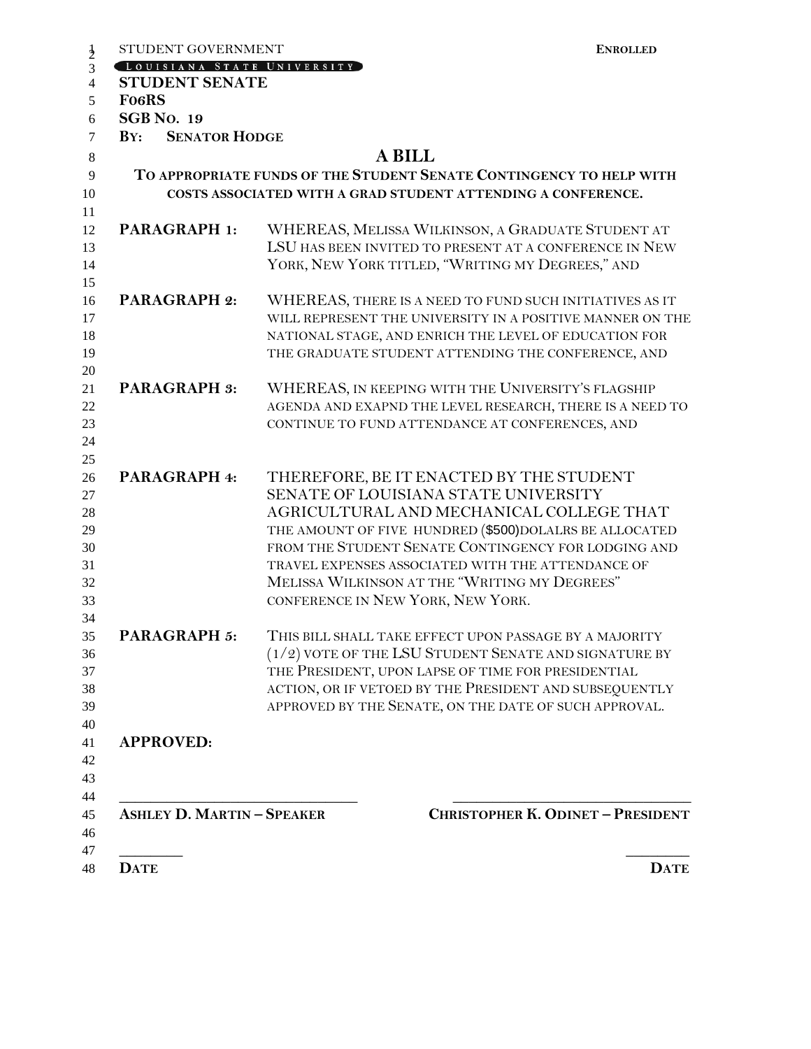STUDENT GOVERNMENT **ENROLLED**

LOUISIANA STATE UNIVERSITY

**STUDENT SENATE**

**F06RS**

**SGB NO. 19**

**BY: SENATOR HODGE**

# A BILL

**TO APPROPRIATE FUNDS OF THE STUDENT SENATE CONTINGENCY TO HELP WITH COSTS ASSOCIATED WITH A GRAD STUDENT ATTENDING A CONFERENCE.**

**PARAGRAPH 1:** WHEREAS, MELISSA WILKINSON, A GRADUATE STUDENT AT LSU HAS BEEN INVITED TO PRESENT AT A CONFERENCE IN NEW YORK, NEW YORK TITLED, "WRITING MY DEGREES," AND

**PARAGRAPH 2:** WHEREAS, THERE IS A NEED TO FUND SUCH INITIATIVES AS IT WILL REPRESENT THE UNIVERSITY IN A POSITIVE MANNER ON THE NATIONAL STAGE, AND ENRICH THE LEVEL OF EDUCATION FOR THE GRADUATE STUDENT ATTENDING THE CONFERENCE, AND

**PARAGRAPH 3:** WHEREAS, IN KEEPING WITH THE UNIVERSITY'S FLAGSHIP AGENDA AND EXAPND THE LEVEL RESEARCH, THERE IS A NEED TO CONTINUE TO FUND ATTENDANCE AT CONFERENCES, AND

**PARAGRAPH 4:** THEREFORE, BE IT ENACTED BY THE STUDENT SENATE OF LOUISIANA STATE UNIVERSITY AGRICULTURAL AND MECHANICAL COLLEGE THAT THE AMOUNT OF FIVE HUNDRED ($500)DOLALRS BE ALLOCATED FROM THE STUDENT SENATE CONTINGENCY FOR LODGING AND TRAVEL EXPENSES ASSOCIATED WITH THE ATTENDANCE OF MELISSA WILKINSON AT THE "WRITING MY DEGREES" CONFERENCE IN NEW YORK, NEW YORK.

**PARAGRAPH 5:** THIS BILL SHALL TAKE EFFECT UPON PASSAGE BY A MAJORITY (1/2) VOTE OF THE LSU STUDENT SENATE AND SIGNATURE BY THE PRESIDENT, UPON LAPSE OF TIME FOR PRESIDENTIAL ACTION, OR IF VETOED BY THE PRESIDENT AND SUBSEQUENTLY APPROVED BY THE SENATE, ON THE DATE OF SUCH APPROVAL.

**APPROVED:**

______________________________ ______________________________

**ASHLEY D. MARTIN – SPEAKER** **CHRISTOPHER K. ODINET – PRESIDENT**

________ ________

**DATE** **DATE**